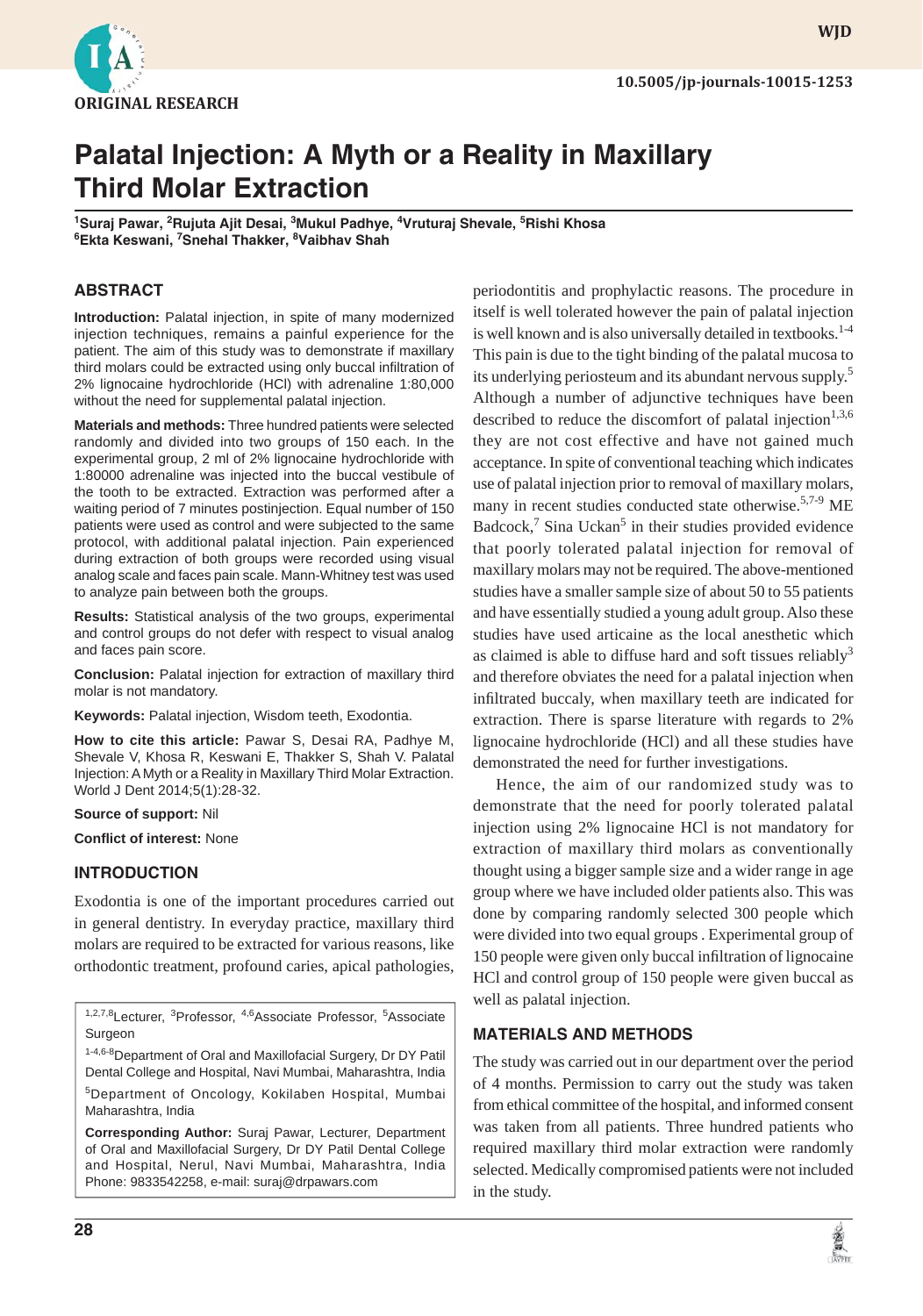ORIGINAL RESEARCH

10.5005/jp-journals-10015-1253

# Palatal Injection: A Myth or a Reality in Maxillary Third Molar Extraction

[1]Suraj Pawar, [2]Rujuta Ajit Desai, [3]Mukul Padhye, [4]Vruturaj Shevale, [5]Rishi Khosa
[6]Ekta Keswani, [7]Snehal Thakker, [8]Vaibhav Shah

## ABSTRACT

**Introduction:** Palatal injection, in spite of many modernized injection techniques, remains a painful experience for the patient. The aim of this study was to demonstrate if maxillary third molars could be extracted using only buccal infiltration of 2% lignocaine hydrochloride (HCl) with adrenaline 1:80,000 without the need for supplemental palatal injection.

**Materials and methods:** Three hundred patients were selected randomly and divided into two groups of 150 each. In the experimental group, 2 ml of 2% lignocaine hydrochloride with 1:80000 adrenaline was injected into the buccal vestibule of the tooth to be extracted. Extraction was performed after a waiting period of 7 minutes postinjection. Equal number of 150 patients were used as control and were subjected to the same protocol, with additional palatal injection. Pain experienced during extraction of both groups were recorded using visual analog scale and faces pain scale. Mann-Whitney test was used to analyze pain between both the groups.

**Results:** Statistical analysis of the two groups, experimental and control groups do not defer with respect to visual analog and faces pain score.

**Conclusion:** Palatal injection for extraction of maxillary third molar is not mandatory.

**Keywords:** Palatal injection, Wisdom teeth, Exodontia.

**How to cite this article:** Pawar S, Desai RA, Padhye M, Shevale V, Khosa R, Keswani E, Thakker S, Shah V. Palatal Injection: A Myth or a Reality in Maxillary Third Molar Extraction. World J Dent 2014;5(1):28-32.

**Source of support:** Nil

**Conflict of interest:** None

## INTRODUCTION

Exodontia is one of the important procedures carried out in general dentistry. In everyday practice, maxillary third molars are required to be extracted for various reasons, like orthodontic treatment, profound caries, apical pathologies, periodontitis and prophylactic reasons. The procedure in itself is well tolerated however the pain of palatal injection is well known and is also universally detailed in textbooks.[1-4] This pain is due to the tight binding of the palatal mucosa to its underlying periosteum and its abundant nervous supply.[5] Although a number of adjunctive techniques have been described to reduce the discomfort of palatal injection[1,3,6] they are not cost effective and have not gained much acceptance. In spite of conventional teaching which indicates use of palatal injection prior to removal of maxillary molars, many in recent studies conducted state otherwise.[5,7-9] ME Badcock,[7] Sina Uckan[5] in their studies provided evidence that poorly tolerated palatal injection for removal of maxillary molars may not be required. The above-mentioned studies have a smaller sample size of about 50 to 55 patients and have essentially studied a young adult group. Also these studies have used articaine as the local anesthetic which as claimed is able to diffuse hard and soft tissues reliably[3] and therefore obviates the need for a palatal injection when infiltrated buccaly, when maxillary teeth are indicated for extraction. There is sparse literature with regards to 2% lignocaine hydrochloride (HCl) and all these studies have demonstrated the need for further investigations.

Hence, the aim of our randomized study was to demonstrate that the need for poorly tolerated palatal injection using 2% lignocaine HCl is not mandatory for extraction of maxillary third molars as conventionally thought using a bigger sample size and a wider range in age group where we have included older patients also. This was done by comparing randomly selected 300 people which were divided into two equal groups . Experimental group of 150 people were given only buccal infiltration of lignocaine HCl and control group of 150 people were given buccal as well as palatal injection.

## MATERIALS AND METHODS

The study was carried out in our department over the period of 4 months. Permission to carry out the study was taken from ethical committee of the hospital, and informed consent was taken from all patients. Three hundred patients who required maxillary third molar extraction were randomly selected. Medically compromised patients were not included in the study.

---

[1,2,7,8]Lecturer, [3]Professor, [4,6]Associate Professor, [5]Associate Surgeon

[1-4,6-8]Department of Oral and Maxillofacial Surgery, Dr DY Patil Dental College and Hospital, Navi Mumbai, Maharashtra, India

[5]Department of Oncology, Kokilaben Hospital, Mumbai Maharashtra, India

**Corresponding Author:** Suraj Pawar, Lecturer, Department of Oral and Maxillofacial Surgery, Dr DY Patil Dental College and Hospital, Nerul, Navi Mumbai, Maharashtra, India Phone: 9833542258, e-mail: suraj@drpawars.com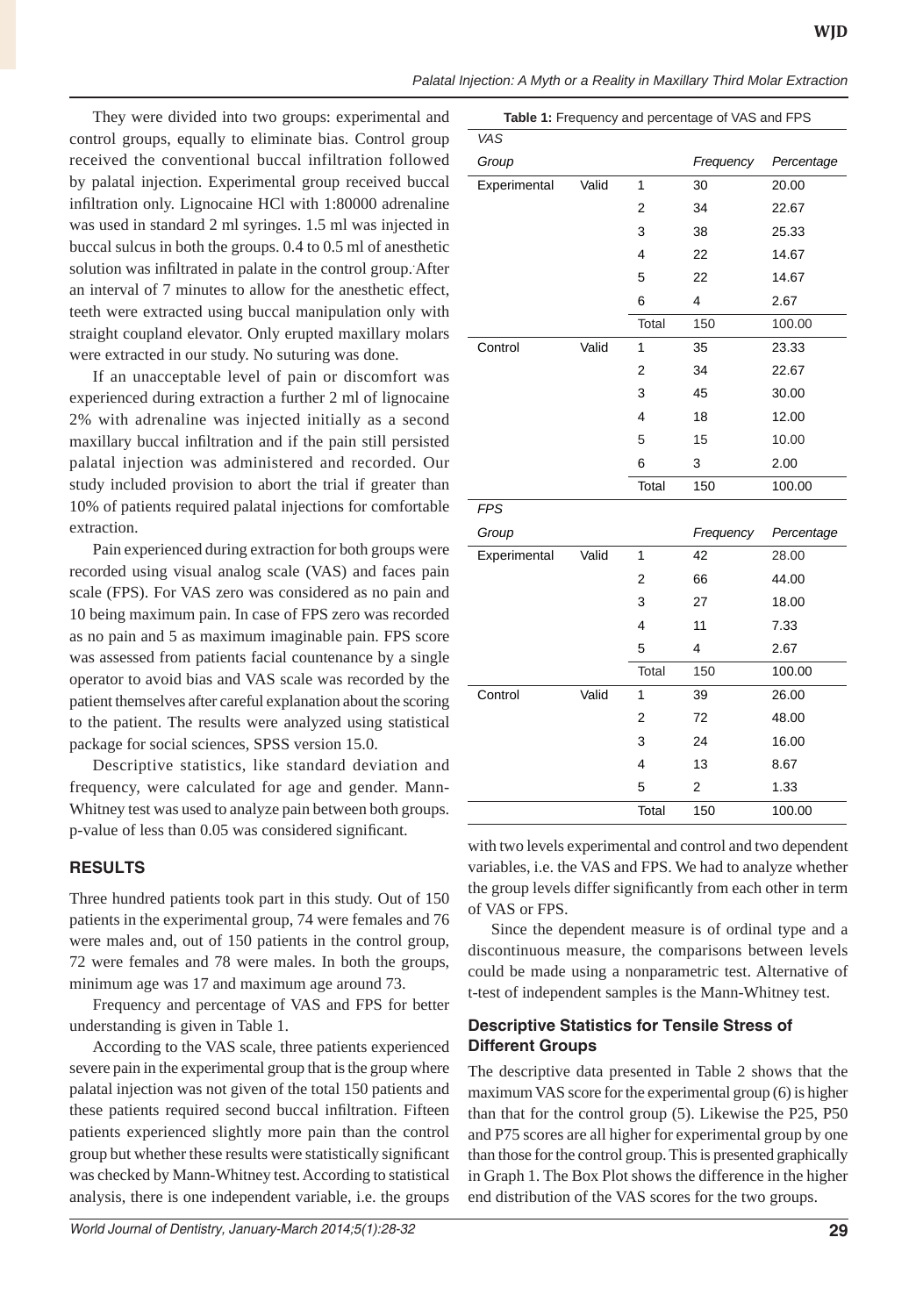They were divided into two groups: experimental and control groups, equally to eliminate bias. Control group received the conventional buccal infiltration followed by palatal injection. Experimental group received buccal infiltration only. Lignocaine HCl with 1:80000 adrenaline was used in standard 2 ml syringes. 1.5 ml was injected in buccal sulcus in both the groups. 0.4 to 0.5 ml of anesthetic solution was infiltrated in palate in the control group. After an interval of 7 minutes to allow for the anesthetic effect, teeth were extracted using buccal manipulation only with straight coupland elevator. Only erupted maxillary molars were extracted in our study. No suturing was done.

If an unacceptable level of pain or discomfort was experienced during extraction a further 2 ml of lignocaine 2% with adrenaline was injected initially as a second maxillary buccal infiltration and if the pain still persisted palatal injection was administered and recorded. Our study included provision to abort the trial if greater than 10% of patients required palatal injections for comfortable extraction.

Pain experienced during extraction for both groups were recorded using visual analog scale (VAS) and faces pain scale (FPS). For VAS zero was considered as no pain and 10 being maximum pain. In case of FPS zero was recorded as no pain and 5 as maximum imaginable pain. FPS score was assessed from patients facial countenance by a single operator to avoid bias and VAS scale was recorded by the patient themselves after careful explanation about the scoring to the patient. The results were analyzed using statistical package for social sciences, SPSS version 15.0.

Descriptive statistics, like standard deviation and frequency, were calculated for age and gender. Mann-Whitney test was used to analyze pain between both groups. p-value of less than 0.05 was considered significant.

## RESULTS

Three hundred patients took part in this study. Out of 150 patients in the experimental group, 74 were females and 76 were males and, out of 150 patients in the control group, 72 were females and 78 were males. In both the groups, minimum age was 17 and maximum age around 73.

Frequency and percentage of VAS and FPS for better understanding is given in Table 1.

**Table 1:** Frequency and percentage of VAS and FPS

| *VAS* | | | | |
|---|---|---|---|---|
| *Group* | | | *Frequency* | *Percentage* |
| Experimental | Valid | 1 | 30 | 20.00 |
| | | 2 | 34 | 22.67 |
| | | 3 | 38 | 25.33 |
| | | 4 | 22 | 14.67 |
| | | 5 | 22 | 14.67 |
| | | 6 | 4 | 2.67 |
| | | Total | 150 | 100.00 |
| Control | Valid | 1 | 35 | 23.33 |
| | | 2 | 34 | 22.67 |
| | | 3 | 45 | 30.00 |
| | | 4 | 18 | 12.00 |
| | | 5 | 15 | 10.00 |
| | | 6 | 3 | 2.00 |
| | | Total | 150 | 100.00 |
| *FPS* | | | | |
| *Group* | | | *Frequency* | *Percentage* |
| Experimental | Valid | 1 | 42 | 28.00 |
| | | 2 | 66 | 44.00 |
| | | 3 | 27 | 18.00 |
| | | 4 | 11 | 7.33 |
| | | 5 | 4 | 2.67 |
| | | Total | 150 | 100.00 |
| Control | Valid | 1 | 39 | 26.00 |
| | | 2 | 72 | 48.00 |
| | | 3 | 24 | 16.00 |
| | | 4 | 13 | 8.67 |
| | | 5 | 2 | 1.33 |
| | | Total | 150 | 100.00 |

According to the VAS scale, three patients experienced severe pain in the experimental group that is the group where palatal injection was not given of the total 150 patients and these patients required second buccal infiltration. Fifteen patients experienced slightly more pain than the control group but whether these results were statistically significant was checked by Mann-Whitney test. According to statistical analysis, there is one independent variable, i.e. the groups with two levels experimental and control and two dependent variables, i.e. the VAS and FPS. We had to analyze whether the group levels differ significantly from each other in term of VAS or FPS.

Since the dependent measure is of ordinal type and a discontinuous measure, the comparisons between levels could be made using a nonparametric test. Alternative of t-test of independent samples is the Mann-Whitney test.

### Descriptive Statistics for Tensile Stress of Different Groups

The descriptive data presented in Table 2 shows that the maximum VAS score for the experimental group (6) is higher than that for the control group (5). Likewise the P25, P50 and P75 scores are all higher for experimental group by one than those for the control group. This is presented graphically in Graph 1. The Box Plot shows the difference in the higher end distribution of the VAS scores for the two groups.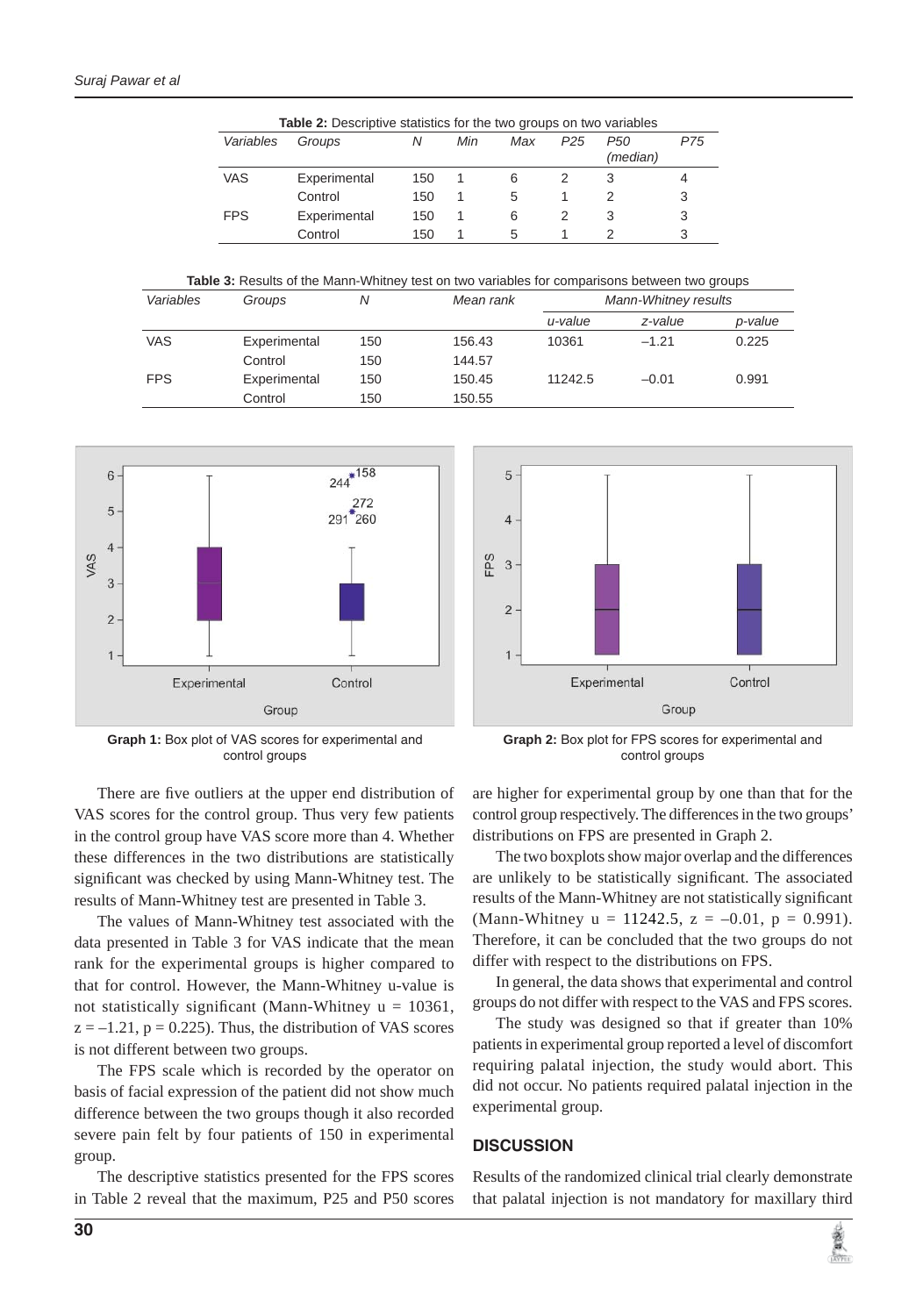**Table 2:** Descriptive statistics for the two groups on two variables

| *Variables* | *Groups* | *N* | *Min* | *Max* | *P25* | *P50 (median)* | *P75* |
|---|---|---|---|---|---|---|---|
| VAS | Experimental | 150 | 1 | 6 | 2 | 3 | 4 |
| | Control | 150 | 1 | 5 | 1 | 2 | 3 |
| FPS | Experimental | 150 | 1 | 6 | 2 | 3 | 3 |
| | Control | 150 | 1 | 5 | 1 | 2 | 3 |

**Table 3:** Results of the Mann-Whitney test on two variables for comparisons between two groups

| *Variables* | *Groups* | *N* | *Mean rank* | *Mann-Whitney results* | | |
|---|---|---|---|---|---|---|
| | | | | *u-value* | *z-value* | *p-value* |
| VAS | Experimental | 150 | 156.43 | 10361 | –1.21 | 0.225 |
| | Control | 150 | 144.57 | | | |
| FPS | Experimental | 150 | 150.45 | 11242.5 | –0.01 | 0.991 |
| | Control | 150 | 150.55 | | | |

**Graph 1:** Box plot of VAS scores for experimental and control groups

**Graph 2:** Box plot for FPS scores for experimental and control groups

There are five outliers at the upper end distribution of VAS scores for the control group. Thus very few patients in the control group have VAS score more than 4. Whether these differences in the two distributions are statistically significant was checked by using Mann-Whitney test. The results of Mann-Whitney test are presented in Table 3.

The values of Mann-Whitney test associated with the data presented in Table 3 for VAS indicate that the mean rank for the experimental group is higher compared to that for control. However, the Mann-Whitney u-value is not statistically significant (Mann-Whitney $u = 10361$, $z = –1.21$, $p = 0.225$). Thus, the distribution of VAS scores is not different between two groups.

The FPS scale which is recorded by the operator on basis of facial expression of the patient did not show much difference between the two groups though it also recorded severe pain felt by four patients of 150 in experimental group.

The descriptive statistics presented for the FPS scores in Table 2 reveal that the maximum, P25 and P50 scores are higher for experimental group by one than that for the control group respectively. The differences in the two groups' distributions on FPS are presented in Graph 2.

The two boxplots show major overlap and the differences are unlikely to be statistically significant. The associated results of the Mann-Whitney are not statistically significant (Mann-Whitney $u = 11242.5$, $z = –0.01$, $p = 0.991$). Therefore, it can be concluded that the two groups do not differ with respect to the distributions on FPS.

In general, the data shows that experimental and control groups do not differ with respect to the VAS and FPS scores.

The study was designed so that if greater than 10% patients in experimental group reported a level of discomfort requiring palatal injection, the study would abort. This did not occur. No patients required palatal injection in the experimental group.

## DISCUSSION

Results of the randomized clinical trial clearly demonstrate that palatal injection is not mandatory for maxillary third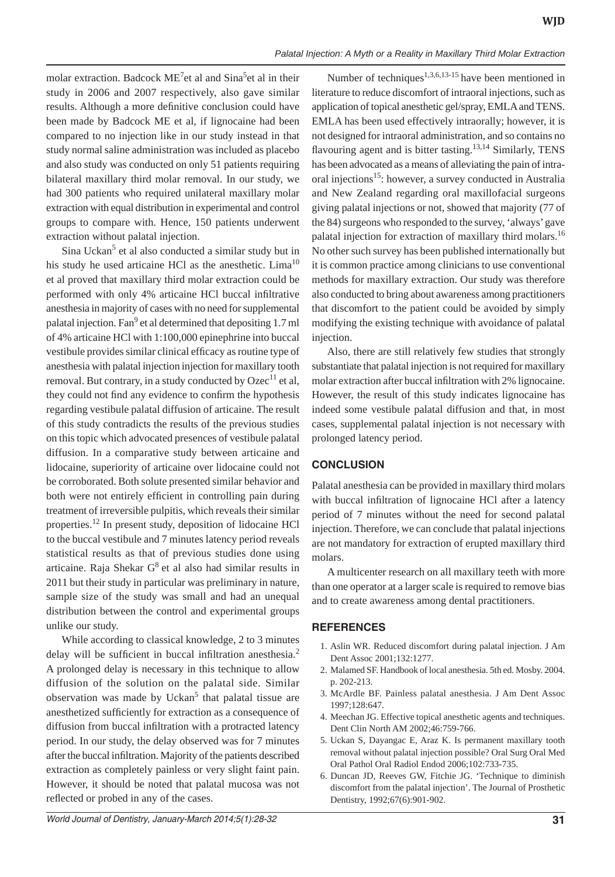molar extraction. Badcock ME[7]et al and Sina[5]et al in their study in 2006 and 2007 respectively, also gave similar results. Although a more definitive conclusion could have been made by Badcock ME et al, if lignocaine had been compared to no injection like in our study instead in that study normal saline administration was included as placebo and also study was conducted on only 51 patients requiring bilateral maxillary third molar removal. In our study, we had 300 patients who required unilateral maxillary molar extraction with equal distribution in experimental and control groups to compare with. Hence, 150 patients underwent extraction without palatal injection.

Sina Uckan[5] et al also conducted a similar study but in his study he used articaine HCl as the anesthetic. Lima[10] et al proved that maxillary third molar extraction could be performed with only 4% articaine HCl buccal infiltrative anesthesia in majority of cases with no need for supplemental palatal injection. Fan[9] et al determined that depositing 1.7 ml of 4% articaine HCl with 1:100,000 epinephrine into buccal vestibule provides similar clinical efficacy as routine type of anesthesia with palatal injection injection for maxillary tooth removal. But contrary, in a study conducted by Ozec[11] et al, they could not find any evidence to confirm the hypothesis regarding vestibule palatal diffusion of articaine. The result of this study contradicts the results of the previous studies on this topic which advocated presences of vestibule palatal diffusion. In a comparative study between articaine and lidocaine, superiority of articaine over lidocaine could not be corroborated. Both solute presented similar behavior and both were not entirely efficient in controlling pain during treatment of irreversible pulpitis, which reveals their similar properties.[12] In present study, deposition of lidocaine HCl to the buccal vestibule and 7 minutes latency period reveals statistical results as that of previous studies done using articaine. Raja Shekar G[8] et al also had similar results in 2011 but their study in particular was preliminary in nature, sample size of the study was small and had an unequal distribution between the control and experimental groups unlike our study.

While according to classical knowledge, 2 to 3 minutes delay will be sufficient in buccal infiltration anesthesia.[2] A prolonged delay is necessary in this technique to allow diffusion of the solution on the palatal side. Similar observation was made by Uckan[5] that palatal tissue are anesthetized sufficiently for extraction as a consequence of diffusion from buccal infiltration with a protracted latency period. In our study, the delay observed was for 7 minutes after the buccal infiltration. Majority of the patients described extraction as completely painless or very slight faint pain. However, it should be noted that palatal mucosa was not reflected or probed in any of the cases.

Number of techniques[1,3,6,13-15] have been mentioned in literature to reduce discomfort of intraoral injections, such as application of topical anesthetic gel/spray, EMLA and TENS. EMLA has been used effectively intraorally; however, it is not designed for intraoral administration, and so contains no flavouring agent and is bitter tasting.[13,14] Similarly, TENS has been advocated as a means of alleviating the pain of intraoral injections[15]: however, a survey conducted in Australia and New Zealand regarding oral maxillofacial surgeons giving palatal injections or not, showed that majority (77 of the 84) surgeons who responded to the survey, 'always' gave palatal injection for extraction of maxillary third molars.[16] No other such survey has been published internationally but it is common practice among clinicians to use conventional methods for maxillary extraction. Our study was therefore also conducted to bring about awareness among practitioners that discomfort to the patient could be avoided by simply modifying the existing technique with avoidance of palatal injection.

Also, there are still relatively few studies that strongly substantiate that palatal injection is not required for maxillary molar extraction after buccal infiltration with 2% lignocaine. However, the result of this study indicates lignocaine has indeed some vestibule palatal diffusion and that, in most cases, supplemental palatal injection is not necessary with prolonged latency period.

## CONCLUSION

Palatal anesthesia can be provided in maxillary third molars with buccal infiltration of lignocaine HCl after a latency period of 7 minutes without the need for second palatal injection. Therefore, we can conclude that palatal injections are not mandatory for extraction of erupted maxillary third molars.

A multicenter research on all maxillary teeth with more than one operator at a larger scale is required to remove bias and to create awareness among dental practitioners.

## REFERENCES

1. Aslin WR. Reduced discomfort during palatal injection. J Am Dent Assoc 2001;132:1277.
2. Malamed SF. Handbook of local anesthesia. 5th ed. Mosby. 2004. p. 202-213.
3. McArdle BF. Painless palatal anesthesia. J Am Dent Assoc 1997;128:647.
4. Meechan JG. Effective topical anesthetic agents and techniques. Dent Clin North AM 2002;46:759-766.
5. Uckan S, Dayangac E, Araz K. Is permanent maxillary tooth removal without palatal injection possible? Oral Surg Oral Med Oral Pathol Oral Radiol Endod 2006;102:733-735.
6. Duncan JD, Reeves GW, Fitchie JG. 'Technique to diminish discomfort from the palatal injection'. The Journal of Prosthetic Dentistry, 1992;67(6):901-902.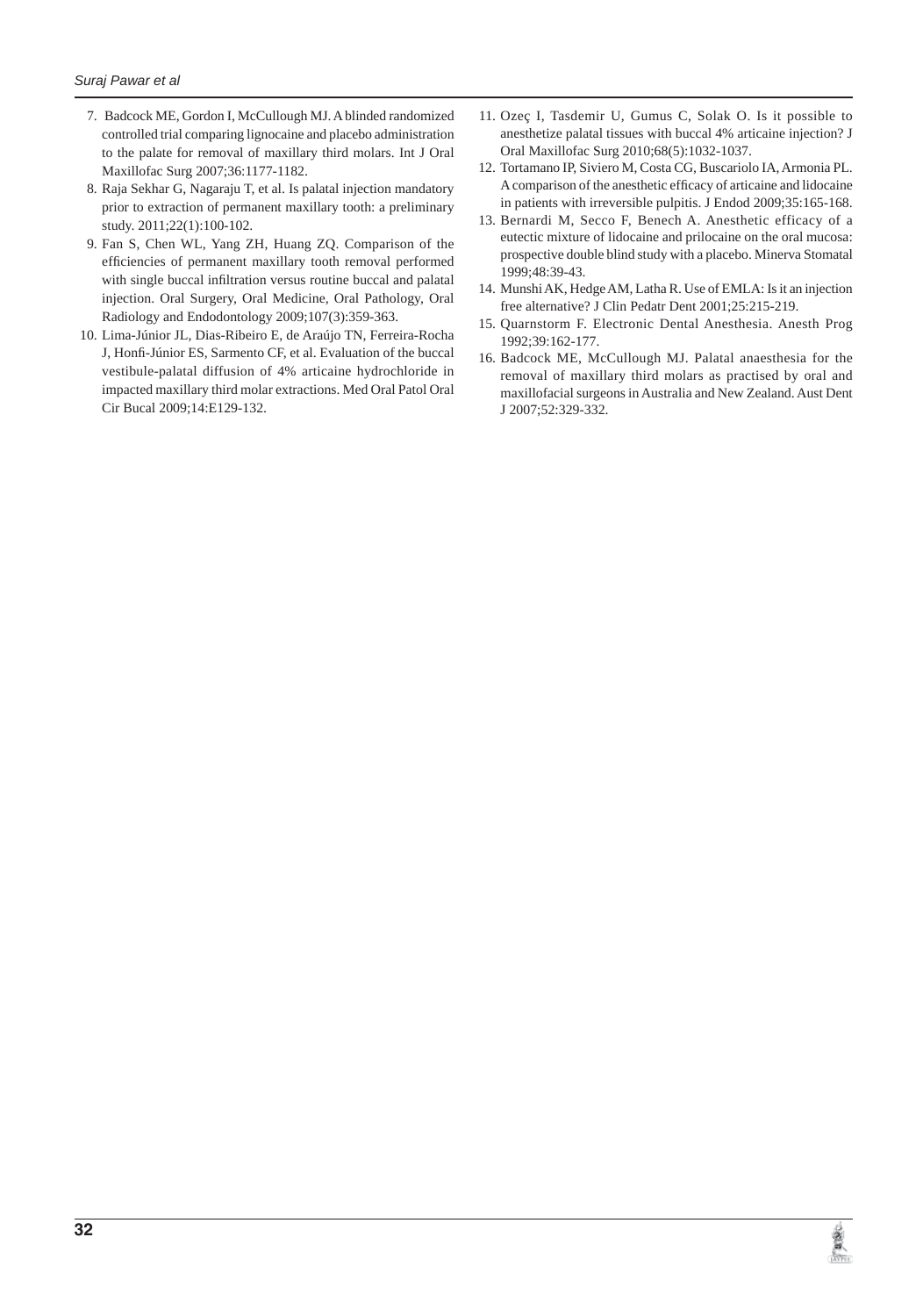7. Badcock ME, Gordon I, McCullough MJ. A blinded randomized controlled trial comparing lignocaine and placebo administration to the palate for removal of maxillary third molars. Int J Oral Maxillofac Surg 2007;36:1177-1182.
8. Raja Sekhar G, Nagaraju T, et al. Is palatal injection mandatory prior to extraction of permanent maxillary tooth: a preliminary study. 2011;22(1):100-102.
9. Fan S, Chen WL, Yang ZH, Huang ZQ. Comparison of the efficiencies of permanent maxillary tooth removal performed with single buccal infiltration versus routine buccal and palatal injection. Oral Surgery, Oral Medicine, Oral Pathology, Oral Radiology and Endodontology 2009;107(3):359-363.
10. Lima-Júnior JL, Dias-Ribeiro E, de Araújo TN, Ferreira-Rocha J, Honfi-Júnior ES, Sarmento CF, et al. Evaluation of the buccal vestibule-palatal diffusion of 4% articaine hydrochloride in impacted maxillary third molar extractions. Med Oral Patol Oral Cir Bucal 2009;14:E129-132.
11. Ozeç I, Tasdemir U, Gumus C, Solak O. Is it possible to anesthetize palatal tissues with buccal 4% articaine injection? J Oral Maxillofac Surg 2010;68(5):1032-1037.
12. Tortamano IP, Siviero M, Costa CG, Buscariolo IA, Armonia PL. A comparison of the anesthetic efficacy of articaine and lidocaine in patients with irreversible pulpitis. J Endod 2009;35:165-168.
13. Bernardi M, Secco F, Benech A. Anesthetic efficacy of a eutectic mixture of lidocaine and prilocaine on the oral mucosa: prospective double blind study with a placebo. Minerva Stomatal 1999;48:39-43.
14. Munshi AK, Hedge AM, Latha R. Use of EMLA: Is it an injection free alternative? J Clin Pedatr Dent 2001;25:215-219.
15. Quarnstorm F. Electronic Dental Anesthesia. Anesth Prog 1992;39:162-177.
16. Badcock ME, McCullough MJ. Palatal anaesthesia for the removal of maxillary third molars as practised by oral and maxillofacial surgeons in Australia and New Zealand. Aust Dent J 2007;52:329-332.